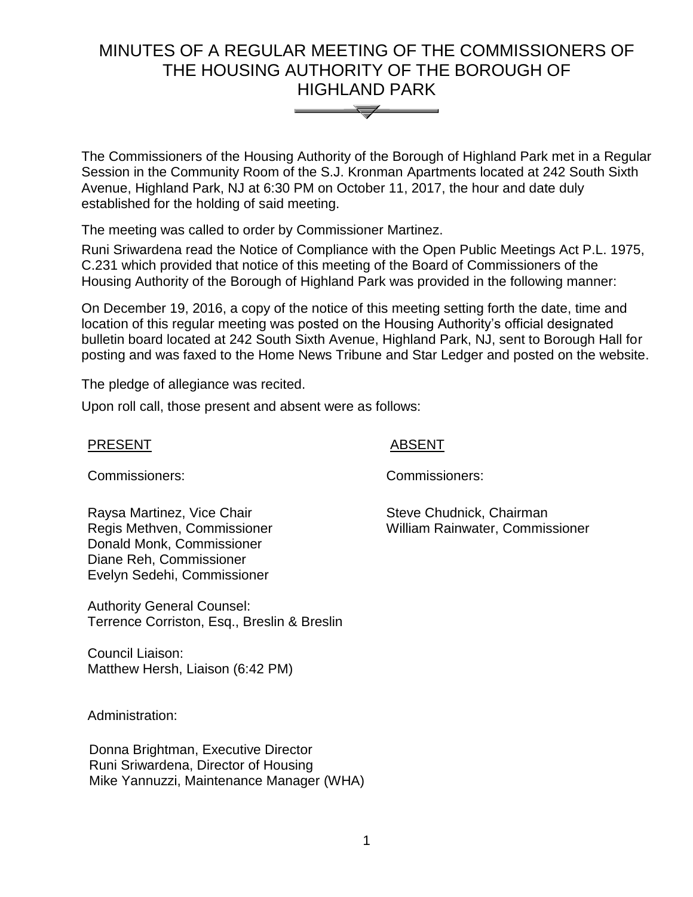# MINUTES OF A REGULAR MEETING OF THE COMMISSIONERS OF THE HOUSING AUTHORITY OF THE BOROUGH OF HIGHLAND PARK

The Commissioners of the Housing Authority of the Borough of Highland Park met in a Regular Session in the Community Room of the S.J. Kronman Apartments located at 242 South Sixth Avenue, Highland Park, NJ at 6:30 PM on October 11, 2017, the hour and date duly established for the holding of said meeting.

The meeting was called to order by Commissioner Martinez.

Runi Sriwardena read the Notice of Compliance with the Open Public Meetings Act P.L. 1975, C.231 which provided that notice of this meeting of the Board of Commissioners of the Housing Authority of the Borough of Highland Park was provided in the following manner:

On December 19, 2016, a copy of the notice of this meeting setting forth the date, time and location of this regular meeting was posted on the Housing Authority's official designated bulletin board located at 242 South Sixth Avenue, Highland Park, NJ, sent to Borough Hall for posting and was faxed to the Home News Tribune and Star Ledger and posted on the website.

The pledge of allegiance was recited.

Upon roll call, those present and absent were as follows:

| PRESENT | ABSENT |
|---|---|
| Commissioners: | Commissioners: |
| Raysa Martinez, Vice Chair | Steve Chudnick, Chairman |
| Regis Methven, Commissioner | William Rainwater, Commissioner |
| Donald Monk, Commissioner | |
| Diane Reh, Commissioner | |
| Evelyn Sedehi, Commissioner | |

Authority General Counsel:
Terrence Corriston, Esq., Breslin & Breslin

Council Liaison:
Matthew Hersh, Liaison (6:42 PM)

Administration:

Donna Brightman, Executive Director
Runi Sriwardena, Director of Housing
Mike Yannuzzi, Maintenance Manager (WHA)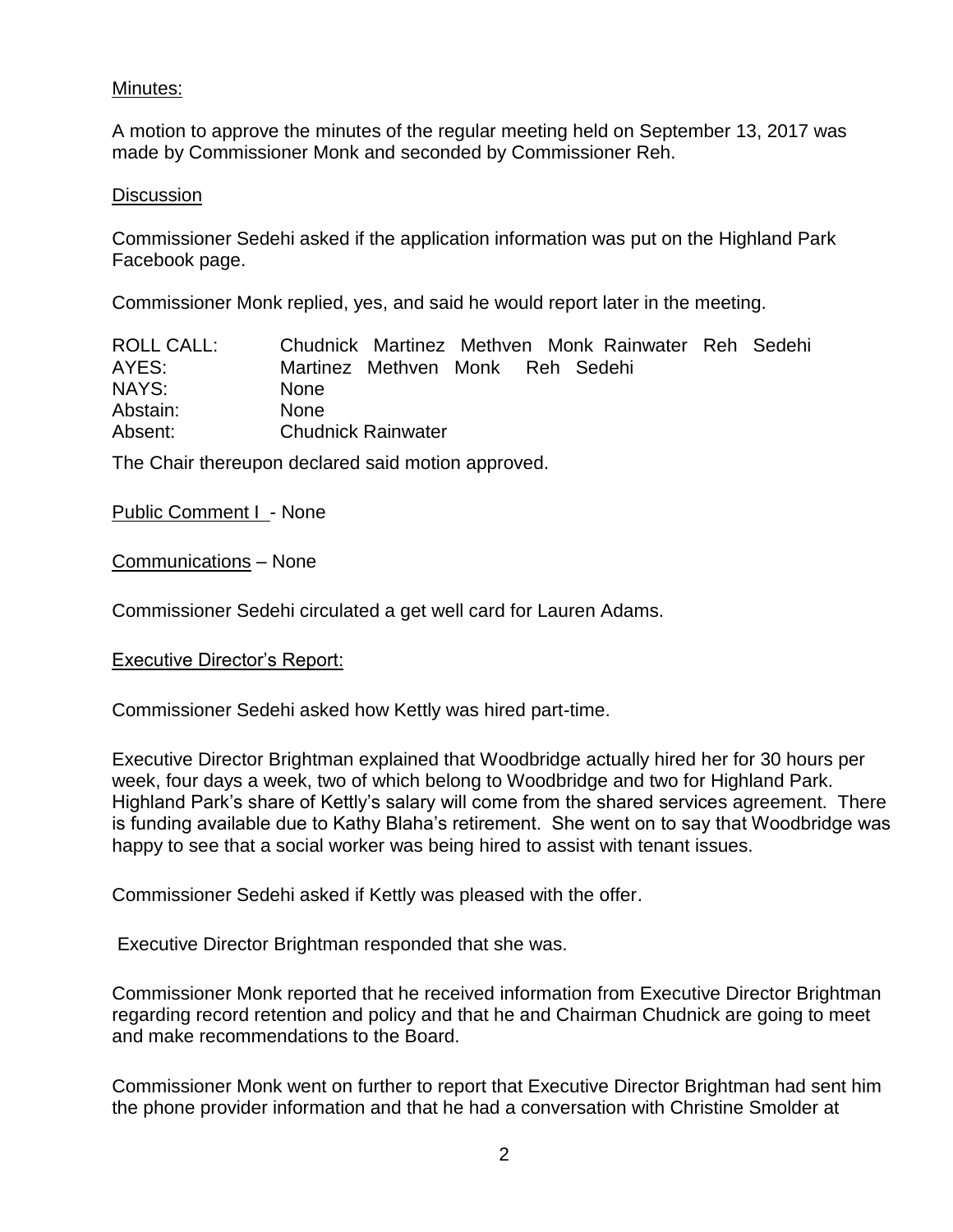Minutes:

A motion to approve the minutes of the regular meeting held on September 13, 2017 was made by Commissioner Monk and seconded by Commissioner Reh.

Discussion

Commissioner Sedehi asked if the application information was put on the Highland Park Facebook page.

Commissioner Monk replied, yes, and said he would report later in the meeting.

| | |
|---|---|
| ROLL CALL: | Chudnick Martinez Methven Monk Rainwater Reh Sedehi |
| AYES: | Martinez Methven Monk Reh Sedehi |
| NAYS: | None |
| Abstain: | None |
| Absent: | Chudnick Rainwater |

The Chair thereupon declared said motion approved.

Public Comment I - None

Communications – None

Commissioner Sedehi circulated a get well card for Lauren Adams.

Executive Director's Report:

Commissioner Sedehi asked how Kettly was hired part-time.

Executive Director Brightman explained that Woodbridge actually hired her for 30 hours per week, four days a week, two of which belong to Woodbridge and two for Highland Park. Highland Park's share of Kettly's salary will come from the shared services agreement. There is funding available due to Kathy Blaha's retirement. She went on to say that Woodbridge was happy to see that a social worker was being hired to assist with tenant issues.

Commissioner Sedehi asked if Kettly was pleased with the offer.

Executive Director Brightman responded that she was.

Commissioner Monk reported that he received information from Executive Director Brightman regarding record retention and policy and that he and Chairman Chudnick are going to meet and make recommendations to the Board.

Commissioner Monk went on further to report that Executive Director Brightman had sent him the phone provider information and that he had a conversation with Christine Smolder at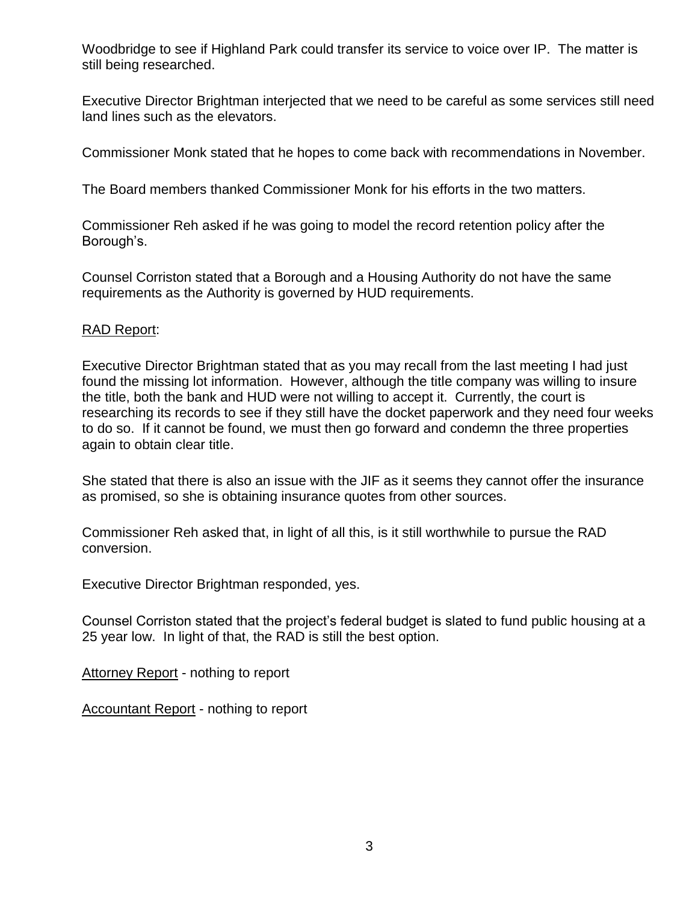Woodbridge to see if Highland Park could transfer its service to voice over IP. The matter is still being researched.

Executive Director Brightman interjected that we need to be careful as some services still need land lines such as the elevators.

Commissioner Monk stated that he hopes to come back with recommendations in November.

The Board members thanked Commissioner Monk for his efforts in the two matters.

Commissioner Reh asked if he was going to model the record retention policy after the Borough's.

Counsel Corriston stated that a Borough and a Housing Authority do not have the same requirements as the Authority is governed by HUD requirements.

<u>RAD Report</u>:

Executive Director Brightman stated that as you may recall from the last meeting I had just found the missing lot information. However, although the title company was willing to insure the title, both the bank and HUD were not willing to accept it. Currently, the court is researching its records to see if they still have the docket paperwork and they need four weeks to do so. If it cannot be found, we must then go forward and condemn the three properties again to obtain clear title.

She stated that there is also an issue with the JIF as it seems they cannot offer the insurance as promised, so she is obtaining insurance quotes from other sources.

Commissioner Reh asked that, in light of all this, is it still worthwhile to pursue the RAD conversion.

Executive Director Brightman responded, yes.

Counsel Corriston stated that the project's federal budget is slated to fund public housing at a 25 year low. In light of that, the RAD is still the best option.

<u>Attorney Report</u> - nothing to report

<u>Accountant Report</u> - nothing to report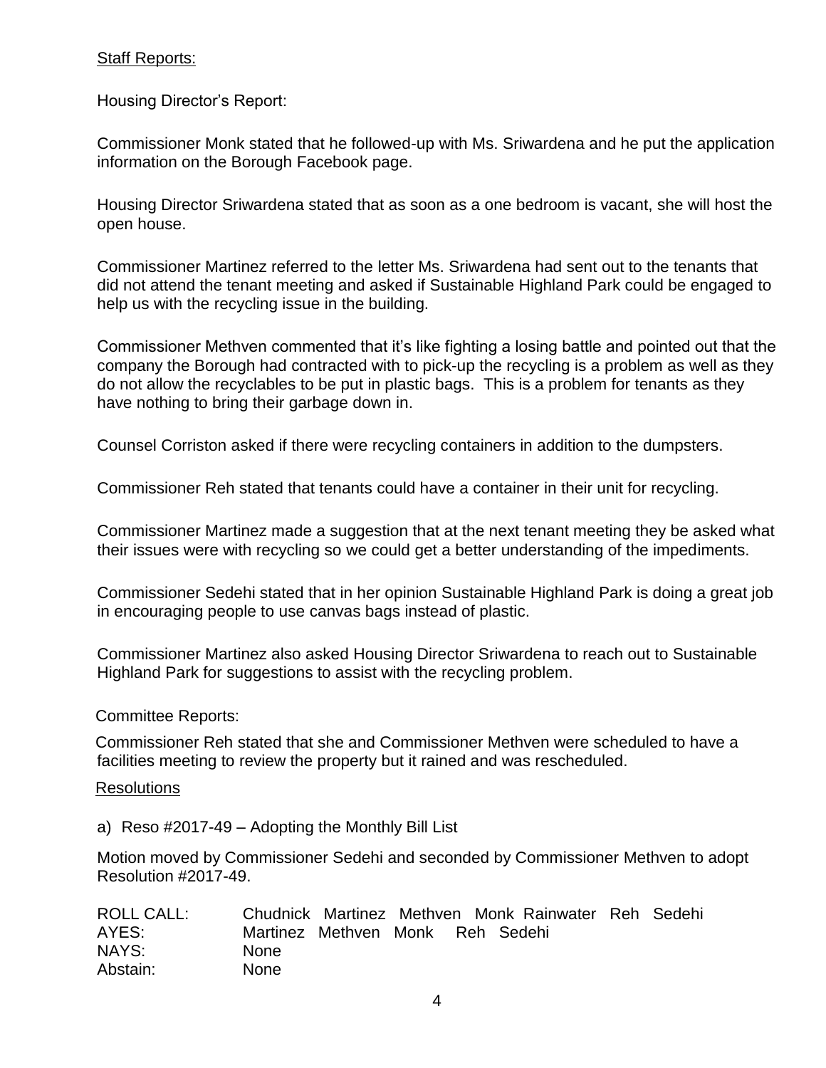Staff Reports:

Housing Director's Report:

Commissioner Monk stated that he followed-up with Ms. Sriwardena and he put the application information on the Borough Facebook page.

Housing Director Sriwardena stated that as soon as a one bedroom is vacant, she will host the open house.

Commissioner Martinez referred to the letter Ms. Sriwardena had sent out to the tenants that did not attend the tenant meeting and asked if Sustainable Highland Park could be engaged to help us with the recycling issue in the building.

Commissioner Methven commented that it's like fighting a losing battle and pointed out that the company the Borough had contracted with to pick-up the recycling is a problem as well as they do not allow the recyclables to be put in plastic bags. This is a problem for tenants as they have nothing to bring their garbage down in.

Counsel Corriston asked if there were recycling containers in addition to the dumpsters.

Commissioner Reh stated that tenants could have a container in their unit for recycling.

Commissioner Martinez made a suggestion that at the next tenant meeting they be asked what their issues were with recycling so we could get a better understanding of the impediments.

Commissioner Sedehi stated that in her opinion Sustainable Highland Park is doing a great job in encouraging people to use canvas bags instead of plastic.

Commissioner Martinez also asked Housing Director Sriwardena to reach out to Sustainable Highland Park for suggestions to assist with the recycling problem.

Committee Reports:

Commissioner Reh stated that she and Commissioner Methven were scheduled to have a facilities meeting to review the property but it rained and was rescheduled.

Resolutions

a) Reso #2017-49 – Adopting the Monthly Bill List

Motion moved by Commissioner Sedehi and seconded by Commissioner Methven to adopt Resolution #2017-49.

| | |
|---|---|
| ROLL CALL: | Chudnick Martinez Methven Monk Rainwater Reh Sedehi |
| AYES: | Martinez Methven Monk Reh Sedehi |
| NAYS: | None |
| Abstain: | None |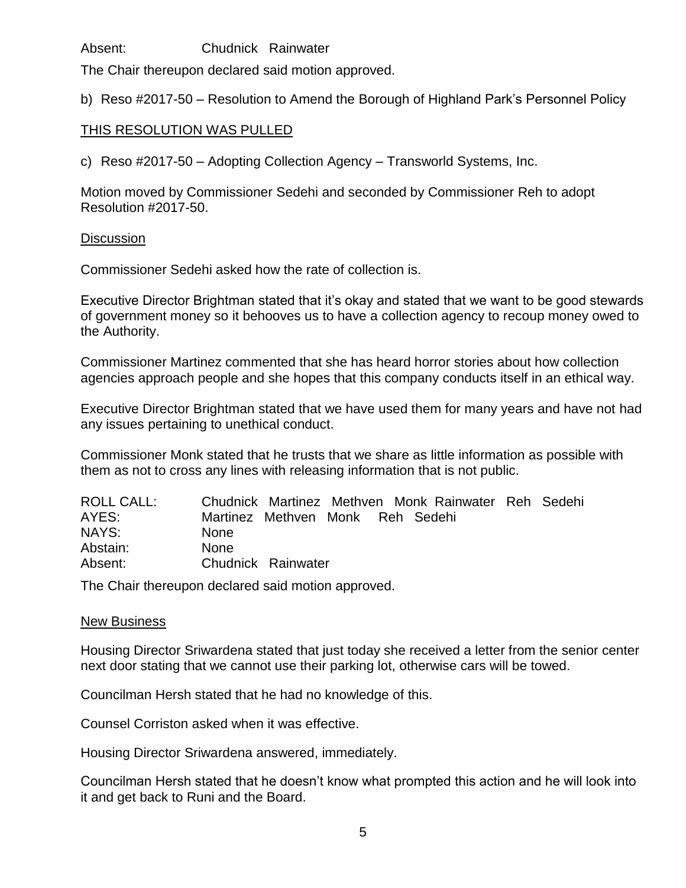| | |
|---|---|
| Absent: | Chudnick Rainwater |

The Chair thereupon declared said motion approved.

b) Reso #2017-50 – Resolution to Amend the Borough of Highland Park's Personnel Policy

THIS RESOLUTION WAS PULLED

c) Reso #2017-50 – Adopting Collection Agency – Transworld Systems, Inc.

Motion moved by Commissioner Sedehi and seconded by Commissioner Reh to adopt Resolution #2017-50.

Discussion

Commissioner Sedehi asked how the rate of collection is.

Executive Director Brightman stated that it's okay and stated that we want to be good stewards of government money so it behooves us to have a collection agency to recoup money owed to the Authority.

Commissioner Martinez commented that she has heard horror stories about how collection agencies approach people and she hopes that this company conducts itself in an ethical way.

Executive Director Brightman stated that we have used them for many years and have not had any issues pertaining to unethical conduct.

Commissioner Monk stated that he trusts that we share as little information as possible with them as not to cross any lines with releasing information that is not public.

| | |
|---|---|
| ROLL CALL: | Chudnick Martinez Methven Monk Rainwater Reh Sedehi |
| AYES: | Martinez Methven Monk Reh Sedehi |
| NAYS: | None |
| Abstain: | None |
| Absent: | Chudnick Rainwater |

The Chair thereupon declared said motion approved.

New Business

Housing Director Sriwardena stated that just today she received a letter from the senior center next door stating that we cannot use their parking lot, otherwise cars will be towed.

Councilman Hersh stated that he had no knowledge of this.

Counsel Corriston asked when it was effective.

Housing Director Sriwardena answered, immediately.

Councilman Hersh stated that he doesn't know what prompted this action and he will look into it and get back to Runi and the Board.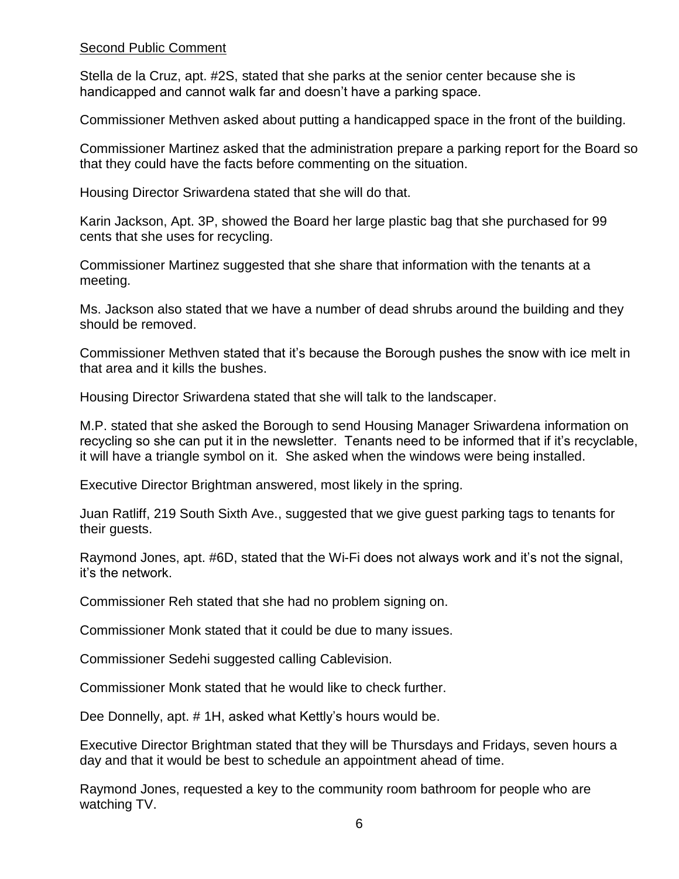Second Public Comment

Stella de la Cruz, apt. #2S, stated that she parks at the senior center because she is handicapped and cannot walk far and doesn't have a parking space.

Commissioner Methven asked about putting a handicapped space in the front of the building.

Commissioner Martinez asked that the administration prepare a parking report for the Board so that they could have the facts before commenting on the situation.

Housing Director Sriwardena stated that she will do that.

Karin Jackson, Apt. 3P, showed the Board her large plastic bag that she purchased for 99 cents that she uses for recycling.

Commissioner Martinez suggested that she share that information with the tenants at a meeting.

Ms. Jackson also stated that we have a number of dead shrubs around the building and they should be removed.

Commissioner Methven stated that it's because the Borough pushes the snow with ice melt in that area and it kills the bushes.

Housing Director Sriwardena stated that she will talk to the landscaper.

M.P. stated that she asked the Borough to send Housing Manager Sriwardena information on recycling so she can put it in the newsletter. Tenants need to be informed that if it's recyclable, it will have a triangle symbol on it. She asked when the windows were being installed.

Executive Director Brightman answered, most likely in the spring.

Juan Ratliff, 219 South Sixth Ave., suggested that we give guest parking tags to tenants for their guests.

Raymond Jones, apt. #6D, stated that the Wi-Fi does not always work and it's not the signal, it's the network.

Commissioner Reh stated that she had no problem signing on.

Commissioner Monk stated that it could be due to many issues.

Commissioner Sedehi suggested calling Cablevision.

Commissioner Monk stated that he would like to check further.

Dee Donnelly, apt. # 1H, asked what Kettly's hours would be.

Executive Director Brightman stated that they will be Thursdays and Fridays, seven hours a day and that it would be best to schedule an appointment ahead of time.

Raymond Jones, requested a key to the community room bathroom for people who are watching TV.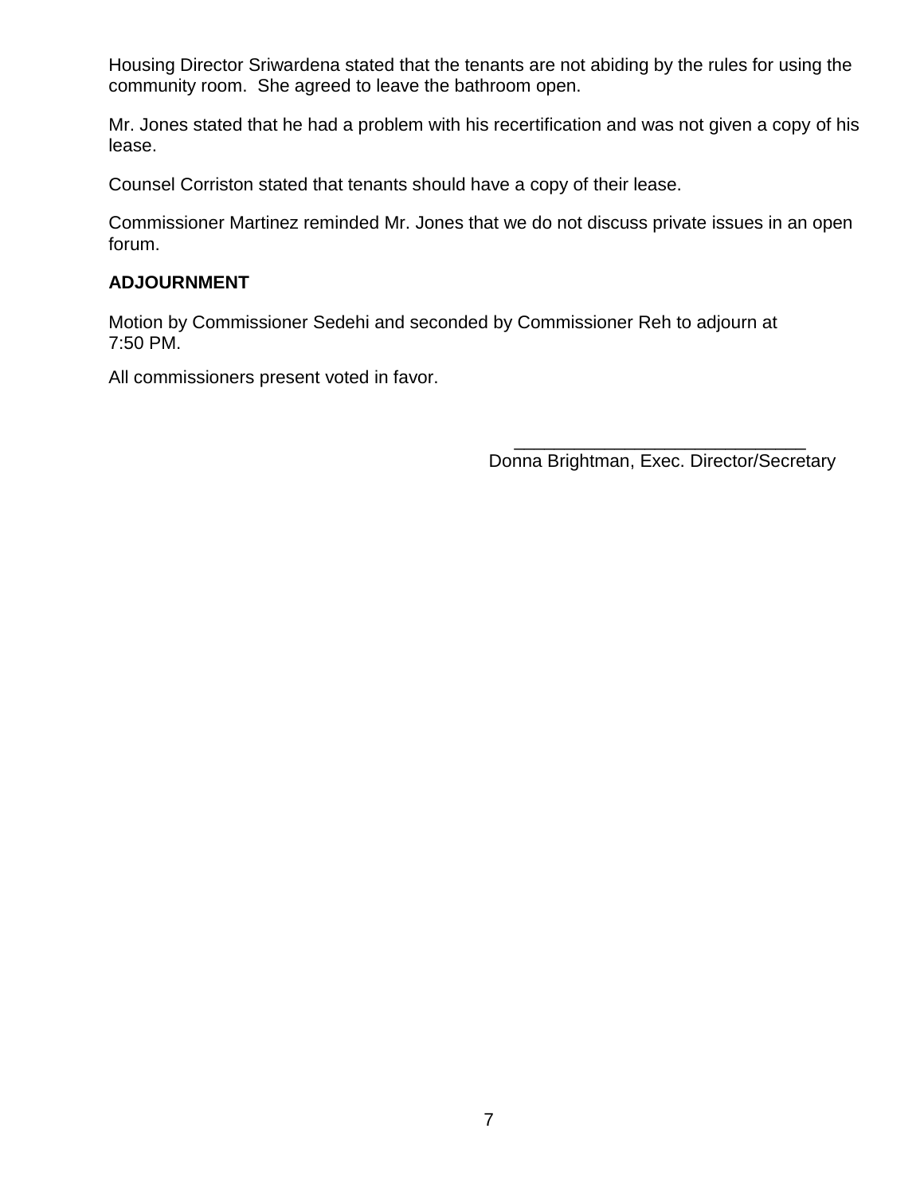Housing Director Sriwardena stated that the tenants are not abiding by the rules for using the community room. She agreed to leave the bathroom open.

Mr. Jones stated that he had a problem with his recertification and was not given a copy of his lease.

Counsel Corriston stated that tenants should have a copy of their lease.

Commissioner Martinez reminded Mr. Jones that we do not discuss private issues in an open forum.

## ADJOURNMENT

Motion by Commissioner Sedehi and seconded by Commissioner Reh to adjourn at 7:50 PM.

All commissioners present voted in favor.

_____________________________
Donna Brightman, Exec. Director/Secretary